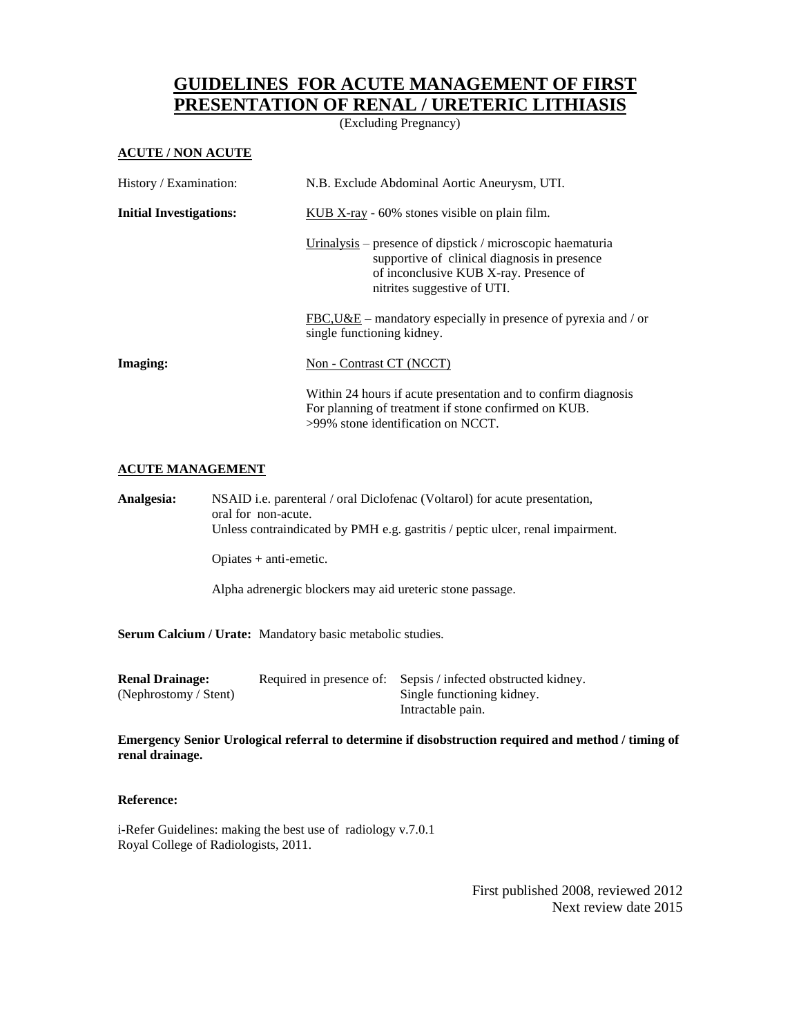# GUIDELINES FOR ACUTE MANAGEMENT OF FIRST PRESENTATION OF RENAL / URETERIC LITHIASIS

(Excluding Pregnancy)

## ACUTE / NON ACUTE

| | |
|---|---|
| History / Examination: | N.B. Exclude Abdominal Aortic Aneurysm, UTI. |
| **Initial Investigations:** | KUB X-ray - 60% stones visible on plain film. |
| | Urinalysis – presence of dipstick / microscopic haematuria supportive of clinical diagnosis in presence of inconclusive KUB X-ray. Presence of nitrites suggestive of UTI. |
| | FBC,U&E – mandatory especially in presence of pyrexia and / or single functioning kidney. |
| **Imaging:** | Non - Contrast CT (NCCT) |
| | Within 24 hours if acute presentation and to confirm diagnosis<br>For planning of treatment if stone confirmed on KUB.<br>>99% stone identification on NCCT. |

## ACUTE MANAGEMENT

**Analgesia:** NSAID i.e. parenteral / oral Diclofenac (Voltarol) for acute presentation, oral for non-acute.
Unless contraindicated by PMH e.g. gastritis / peptic ulcer, renal impairment.

Opiates + anti-emetic.

Alpha adrenergic blockers may aid ureteric stone passage.

**Serum Calcium / Urate:** Mandatory basic metabolic studies.

**Renal Drainage:** (Nephrostomy / Stent) Required in presence of:
- Sepsis / infected obstructed kidney.
- Single functioning kidney.
- Intractable pain.

**Emergency Senior Urological referral to determine if disobstruction required and method / timing of renal drainage.**

**Reference:**

i-Refer Guidelines: making the best use of radiology v.7.0.1
Royal College of Radiologists, 2011.

First published 2008, reviewed 2012
Next review date 2015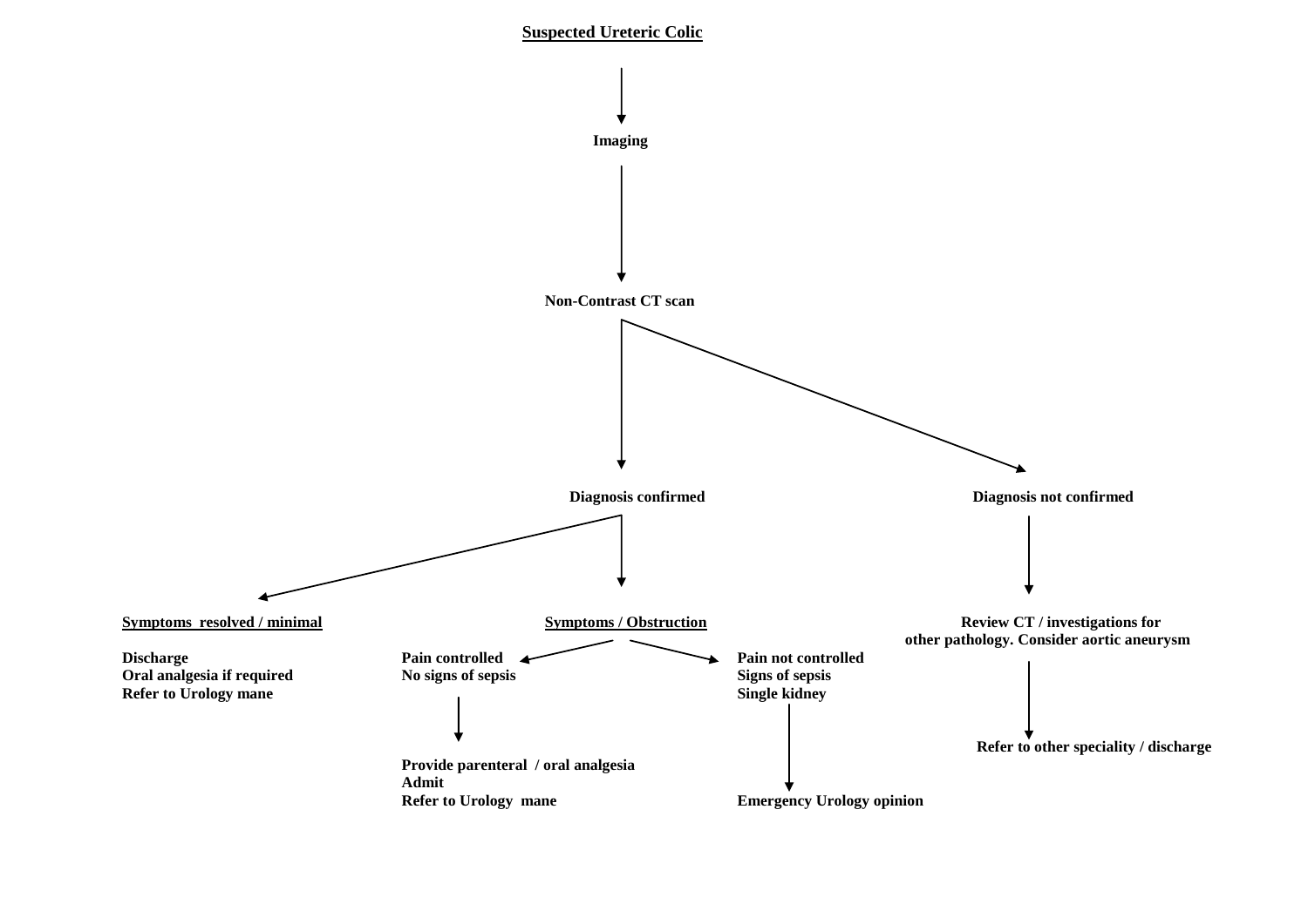**<u>Suspected Ureteric Colic</u>**

**Imaging**

**Non-Contrast CT scan**

**Diagnosis confirmed**

**Diagnosis not confirmed**

**<u>Symptoms resolved / minimal</u>**

**Discharge**
**Oral analgesia if required**
**Refer to Urology mane**

**<u>Symptoms / Obstruction</u>**

**Pain controlled**
**No signs of sepsis**

**Provide parenteral / oral analgesia**
**Admit**
**Refer to Urology mane**

**Pain not controlled**
**Signs of sepsis**
**Single kidney**

**Emergency Urology opinion**

**Review CT / investigations for other pathology. Consider aortic aneurysm**

**Refer to other speciality / discharge**